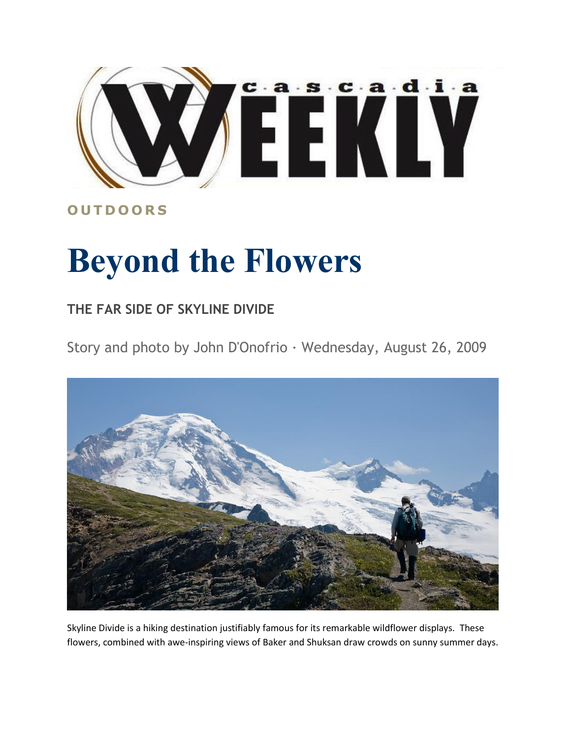# Cascadia Weekly

**OUTDOORS**

# Beyond the Flowers

## THE FAR SIDE OF SKYLINE DIVIDE

Story and photo by John D'Onofrio · Wednesday, August 26, 2009

Skyline Divide is a hiking destination justifiably famous for its remarkable wildflower displays. These flowers, combined with awe-inspiring views of Baker and Shuksan draw crowds on sunny summer days.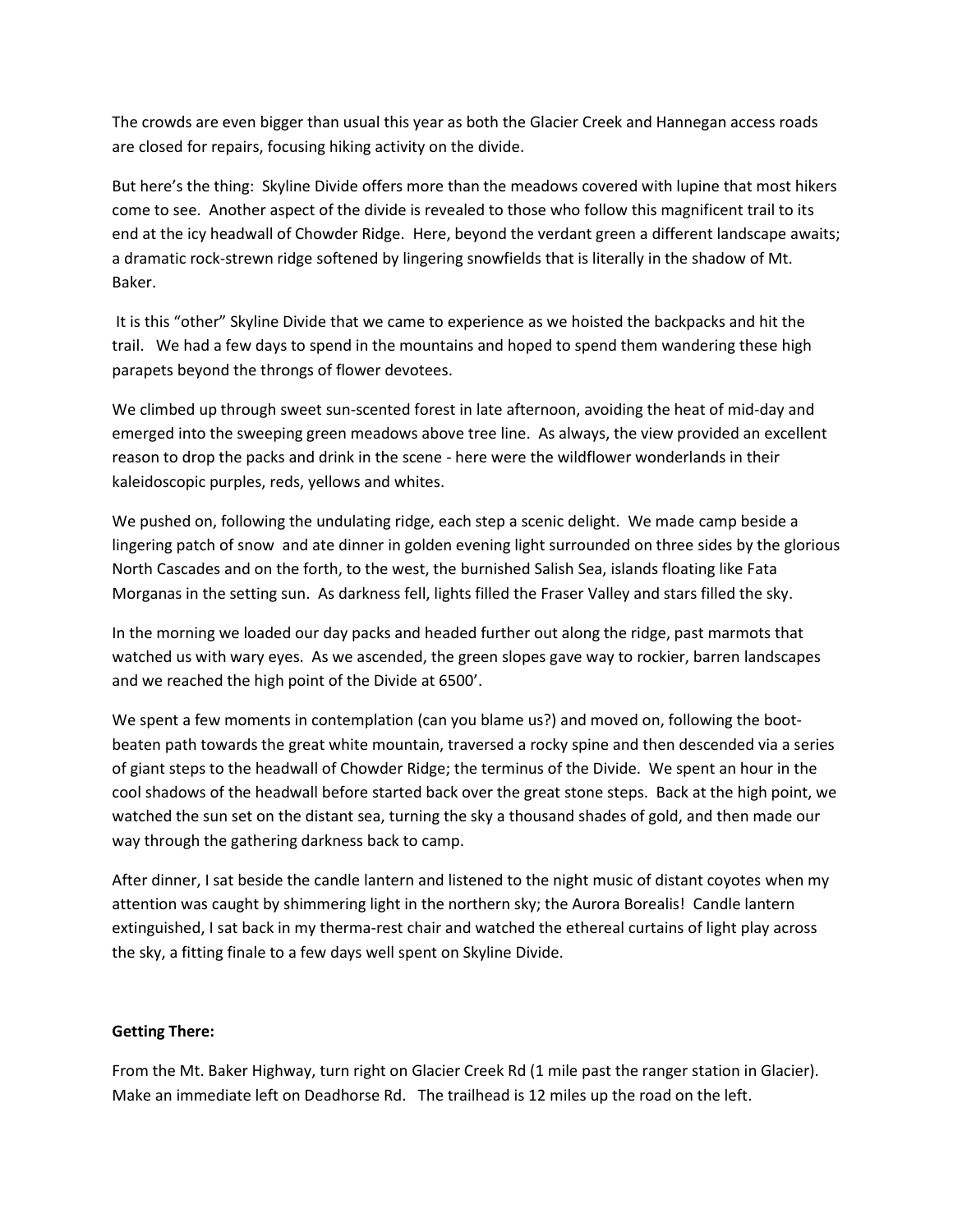The crowds are even bigger than usual this year as both the Glacier Creek and Hannegan access roads are closed for repairs, focusing hiking activity on the divide.

But here's the thing: Skyline Divide offers more than the meadows covered with lupine that most hikers come to see. Another aspect of the divide is revealed to those who follow this magnificent trail to its end at the icy headwall of Chowder Ridge. Here, beyond the verdant green a different landscape awaits; a dramatic rock-strewn ridge softened by lingering snowfields that is literally in the shadow of Mt. Baker.

It is this "other" Skyline Divide that we came to experience as we hoisted the backpacks and hit the trail. We had a few days to spend in the mountains and hoped to spend them wandering these high parapets beyond the throngs of flower devotees.

We climbed up through sweet sun-scented forest in late afternoon, avoiding the heat of mid-day and emerged into the sweeping green meadows above tree line. As always, the view provided an excellent reason to drop the packs and drink in the scene - here were the wildflower wonderlands in their kaleidoscopic purples, reds, yellows and whites.

We pushed on, following the undulating ridge, each step a scenic delight. We made camp beside a lingering patch of snow and ate dinner in golden evening light surrounded on three sides by the glorious North Cascades and on the forth, to the west, the burnished Salish Sea, islands floating like Fata Morganas in the setting sun. As darkness fell, lights filled the Fraser Valley and stars filled the sky.

In the morning we loaded our day packs and headed further out along the ridge, past marmots that watched us with wary eyes. As we ascended, the green slopes gave way to rockier, barren landscapes and we reached the high point of the Divide at 6500'.

We spent a few moments in contemplation (can you blame us?) and moved on, following the boot-beaten path towards the great white mountain, traversed a rocky spine and then descended via a series of giant steps to the headwall of Chowder Ridge; the terminus of the Divide. We spent an hour in the cool shadows of the headwall before started back over the great stone steps. Back at the high point, we watched the sun set on the distant sea, turning the sky a thousand shades of gold, and then made our way through the gathering darkness back to camp.

After dinner, I sat beside the candle lantern and listened to the night music of distant coyotes when my attention was caught by shimmering light in the northern sky; the Aurora Borealis! Candle lantern extinguished, I sat back in my therma-rest chair and watched the ethereal curtains of light play across the sky, a fitting finale to a few days well spent on Skyline Divide.

**Getting There:**

From the Mt. Baker Highway, turn right on Glacier Creek Rd (1 mile past the ranger station in Glacier). Make an immediate left on Deadhorse Rd. The trailhead is 12 miles up the road on the left.